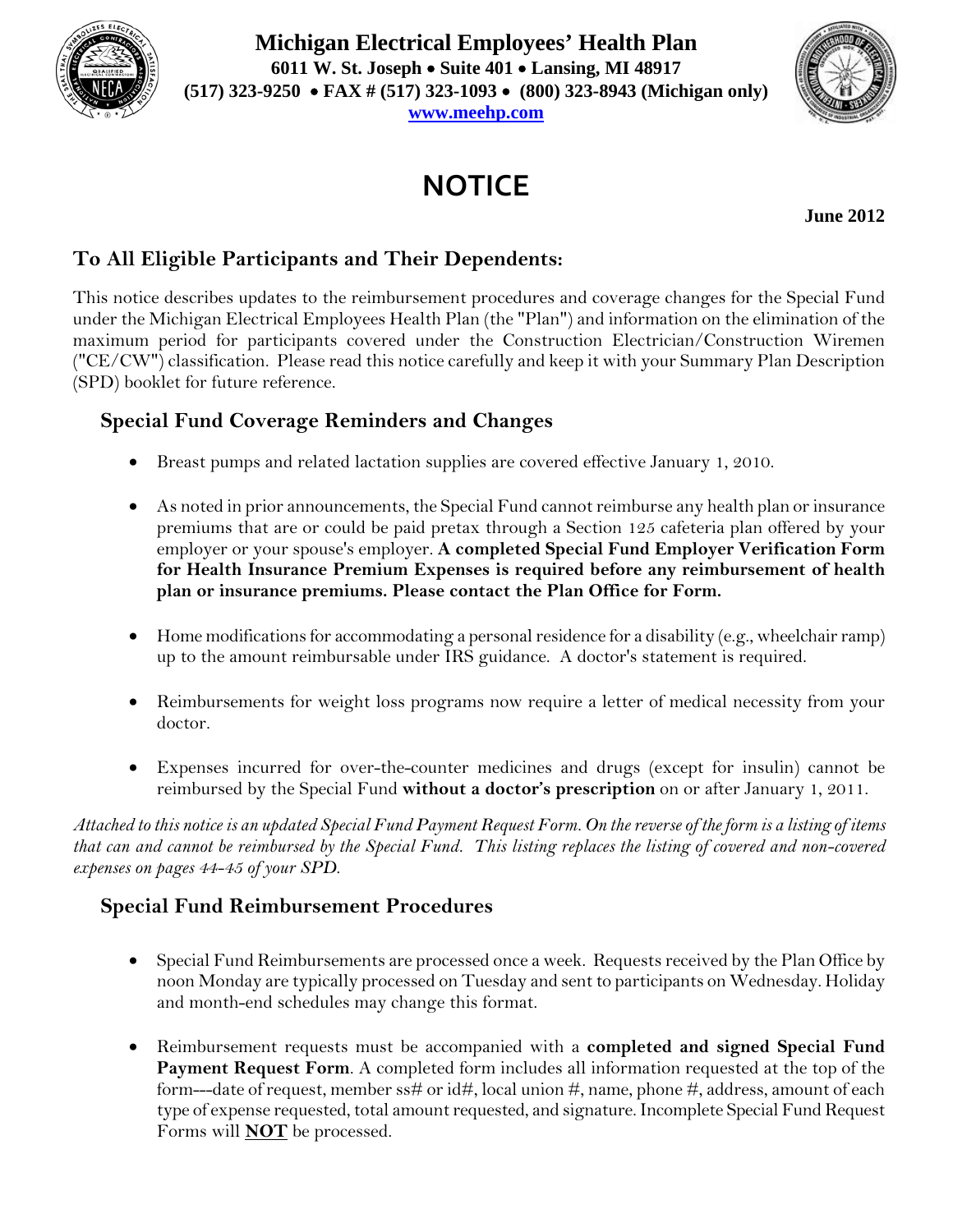# Michigan Electrical Employees' Health Plan

**6011 W. St. Joseph • Suite 401 • Lansing, MI 48917**
**(517) 323-9250 • FAX # (517) 323-1093 • (800) 323-8943 (Michigan only)**
**www.meehp.com**

# NOTICE

**June 2012**

## To All Eligible Participants and Their Dependents:

This notice describes updates to the reimbursement procedures and coverage changes for the Special Fund under the Michigan Electrical Employees Health Plan (the "Plan") and information on the elimination of the maximum period for participants covered under the Construction Electrician/Construction Wiremen ("CE/CW") classification. Please read this notice carefully and keep it with your Summary Plan Description (SPD) booklet for future reference.

### Special Fund Coverage Reminders and Changes

- Breast pumps and related lactation supplies are covered effective January 1, 2010.
- As noted in prior announcements, the Special Fund cannot reimburse any health plan or insurance premiums that are or could be paid pretax through a Section 125 cafeteria plan offered by your employer or your spouse's employer. **A completed Special Fund Employer Verification Form for Health Insurance Premium Expenses is required before any reimbursement of health plan or insurance premiums. Please contact the Plan Office for Form.**
- Home modifications for accommodating a personal residence for a disability (e.g., wheelchair ramp) up to the amount reimbursable under IRS guidance. A doctor's statement is required.
- Reimbursements for weight loss programs now require a letter of medical necessity from your doctor.
- Expenses incurred for over-the-counter medicines and drugs (except for insulin) cannot be reimbursed by the Special Fund **without a doctor's prescription** on or after January 1, 2011.

*Attached to this notice is an updated Special Fund Payment Request Form. On the reverse of the form is a listing of items that can and cannot be reimbursed by the Special Fund. This listing replaces the listing of covered and non-covered expenses on pages 44-45 of your SPD.*

### Special Fund Reimbursement Procedures

- Special Fund Reimbursements are processed once a week. Requests received by the Plan Office by noon Monday are typically processed on Tuesday and sent to participants on Wednesday. Holiday and month-end schedules may change this format.
- Reimbursement requests must be accompanied with a **completed and signed Special Fund Payment Request Form**. A completed form includes all information requested at the top of the form---date of request, member ss# or id#, local union #, name, phone #, address, amount of each type of expense requested, total amount requested, and signature. Incomplete Special Fund Request Forms will **NOT** be processed.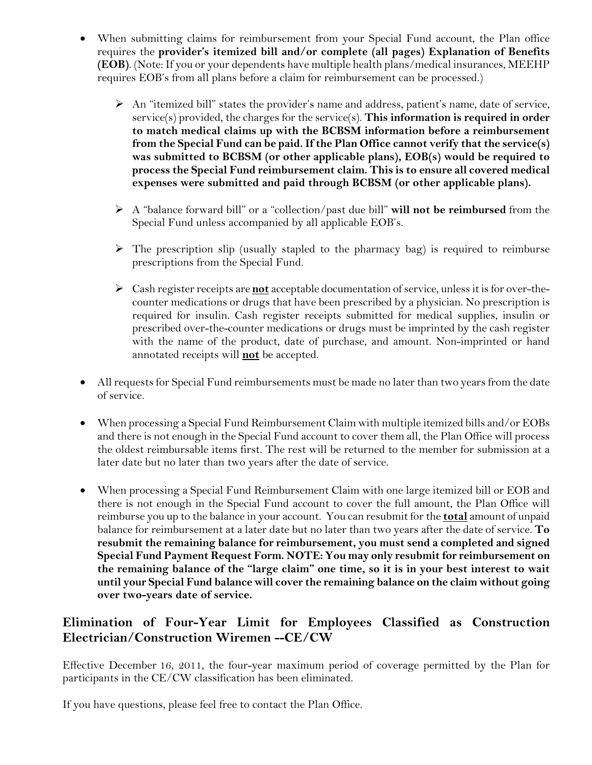- When submitting claims for reimbursement from your Special Fund account, the Plan office requires the **provider's itemized bill and/or complete (all pages) Explanation of Benefits (EOB)**. (Note: If you or your dependents have multiple health plans/medical insurances, MEEHP requires EOB's from all plans before a claim for reimbursement can be processed.)

  - An "itemized bill" states the provider's name and address, patient's name, date of service, service(s) provided, the charges for the service(s). **This information is required in order to match medical claims up with the BCBSM information before a reimbursement from the Special Fund can be paid. If the Plan Office cannot verify that the service(s) was submitted to BCBSM (or other applicable plans), EOB(s) would be required to process the Special Fund reimbursement claim. This is to ensure all covered medical expenses were submitted and paid through BCBSM (or other applicable plans).**

  - A "balance forward bill" or a "collection/past due bill" **will not be reimbursed** from the Special Fund unless accompanied by all applicable EOB's.

  - The prescription slip (usually stapled to the pharmacy bag) is required to reimburse prescriptions from the Special Fund.

  - Cash register receipts are **<u>not</u>** acceptable documentation of service, unless it is for over-the-counter medications or drugs that have been prescribed by a physician. No prescription is required for insulin. Cash register receipts submitted for medical supplies, insulin or prescribed over-the-counter medications or drugs must be imprinted by the cash register with the name of the product, date of purchase, and amount. Non-imprinted or hand annotated receipts will **<u>not</u>** be accepted.

- All requests for Special Fund reimbursements must be made no later than two years from the date of service.

- When processing a Special Fund Reimbursement Claim with multiple itemized bills and/or EOBs and there is not enough in the Special Fund account to cover them all, the Plan Office will process the oldest reimbursable items first. The rest will be returned to the member for submission at a later date but no later than two years after the date of service.

- When processing a Special Fund Reimbursement Claim with one large itemized bill or EOB and there is not enough in the Special Fund account to cover the full amount, the Plan Office will reimburse you up to the balance in your account. You can resubmit for the **<u>total</u>** amount of unpaid balance for reimbursement at a later date but no later than two years after the date of service. **To resubmit the remaining balance for reimbursement, you must send a completed and signed Special Fund Payment Request Form. NOTE: You may only resubmit for reimbursement on the remaining balance of the "large claim" one time, so it is in your best interest to wait until your Special Fund balance will cover the remaining balance on the claim without going over two-years date of service.**

## Elimination of Four-Year Limit for Employees Classified as Construction Electrician/Construction Wiremen --CE/CW

Effective December 16, 2011, the four-year maximum period of coverage permitted by the Plan for participants in the CE/CW classification has been eliminated.

If you have questions, please feel free to contact the Plan Office.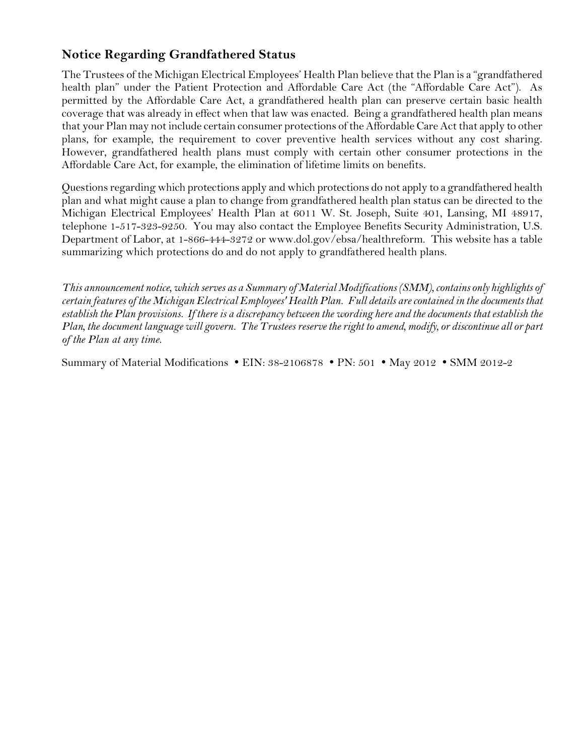## Notice Regarding Grandfathered Status

The Trustees of the Michigan Electrical Employees' Health Plan believe that the Plan is a "grandfathered health plan" under the Patient Protection and Affordable Care Act (the "Affordable Care Act"). As permitted by the Affordable Care Act, a grandfathered health plan can preserve certain basic health coverage that was already in effect when that law was enacted. Being a grandfathered health plan means that your Plan may not include certain consumer protections of the Affordable Care Act that apply to other plans, for example, the requirement to cover preventive health services without any cost sharing. However, grandfathered health plans must comply with certain other consumer protections in the Affordable Care Act, for example, the elimination of lifetime limits on benefits.

Questions regarding which protections apply and which protections do not apply to a grandfathered health plan and what might cause a plan to change from grandfathered health plan status can be directed to the Michigan Electrical Employees' Health Plan at 6011 W. St. Joseph, Suite 401, Lansing, MI 48917, telephone 1-517-323-9250. You may also contact the Employee Benefits Security Administration, U.S. Department of Labor, at 1-866-444-3272 or www.dol.gov/ebsa/healthreform. This website has a table summarizing which protections do and do not apply to grandfathered health plans.

*This announcement notice, which serves as a Summary of Material Modifications (SMM), contains only highlights of certain features of the Michigan Electrical Employees' Health Plan. Full details are contained in the documents that establish the Plan provisions. If there is a discrepancy between the wording here and the documents that establish the Plan, the document language will govern. The Trustees reserve the right to amend, modify, or discontinue all or part of the Plan at any time.*

Summary of Material Modifications • EIN: 38-2106878 • PN: 501 • May 2012 • SMM 2012-2